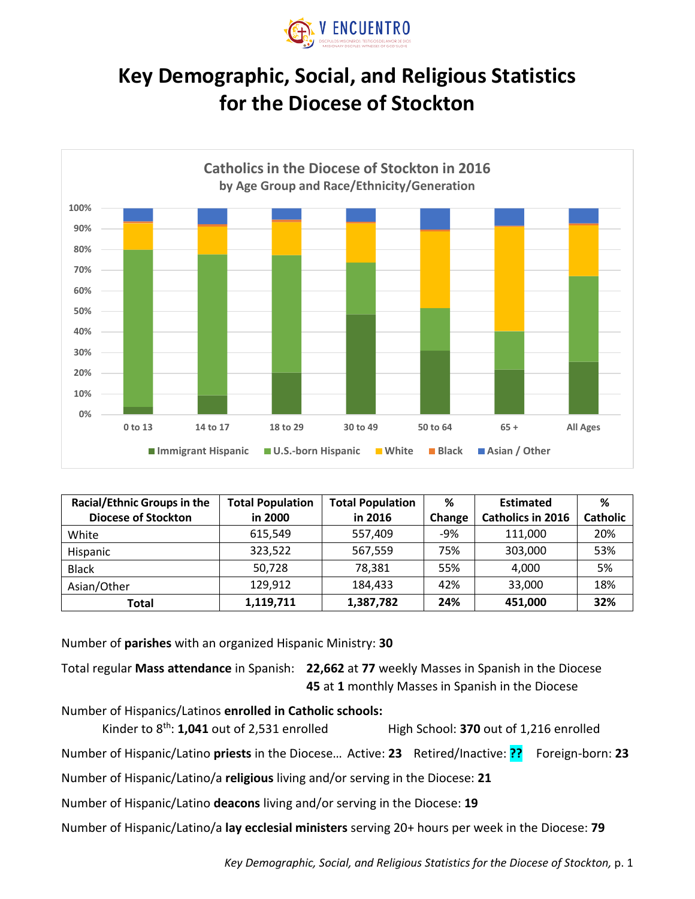V ENCUENTRO

# Key Demographic, Social, and Religious Statistics for the Diocese of Stockton

| Racial/Ethnic Groups in the Diocese of Stockton | Total Population in 2000 | Total Population in 2016 | % Change | Estimated Catholics in 2016 | % Catholic |
|---|---|---|---|---|---|
| White | 615,549 | 557,409 | -9% | 111,000 | 20% |
| Hispanic | 323,522 | 567,559 | 75% | 303,000 | 53% |
| Black | 50,728 | 78,381 | 55% | 4,000 | 5% |
| Asian/Other | 129,912 | 184,433 | 42% | 33,000 | 18% |
| **Total** | **1,119,711** | **1,387,782** | **24%** | **451,000** | **32%** |

Number of **parishes** with an organized Hispanic Ministry: **30**

Total regular **Mass attendance** in Spanish: **22,662** at **77** weekly Masses in Spanish in the Diocese
**45** at **1** monthly Masses in Spanish in the Diocese

Number of Hispanics/Latinos **enrolled in Catholic schools:**

Kinder to 8th: **1,041** out of 2,531 enrolled High School: **370** out of 1,216 enrolled

Number of Hispanic/Latino **priests** in the Diocese… Active: **23** Retired/Inactive: **??** Foreign-born: **23**

Number of Hispanic/Latino/a **religious** living and/or serving in the Diocese: **21**

Number of Hispanic/Latino **deacons** living and/or serving in the Diocese: **19**

Number of Hispanic/Latino/a **lay ecclesial ministers** serving 20+ hours per week in the Diocese: **79**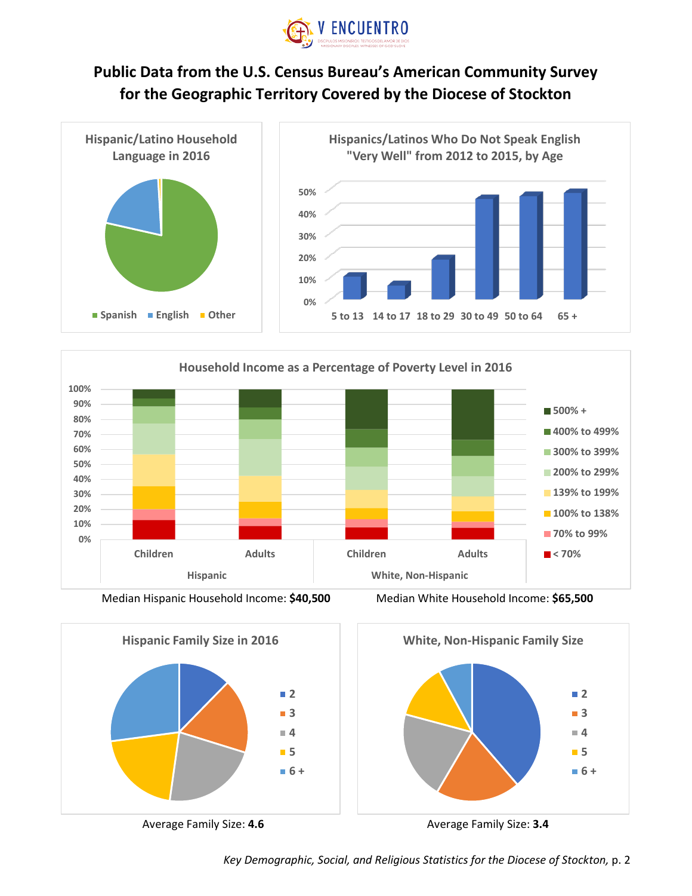# Public Data from the U.S. Census Bureau's American Community Survey for the Geographic Territory Covered by the Diocese of Stockton

### Hispanic/Latino Household Language in 2016

Spanish | English | Other

### Hispanics/Latinos Who Do Not Speak English "Very Well" from 2012 to 2015, by Age

0% | 10% | 20% | 30% | 40% | 50%

5 to 13 | 14 to 17 | 18 to 29 | 30 to 49 | 50 to 64 | 65 +

### Household Income as a Percentage of Poverty Level in 2016

0% | 10% | 20% | 30% | 40% | 50% | 60% | 70% | 80% | 90% | 100%

Hispanic: Children, Adults

White, Non-Hispanic: Children, Adults

500% + | 400% to 499% | 300% to 399% | 200% to 299% | 139% to 199% | 100% to 138% | 70% to 99% | < 70%

Median Hispanic Household Income: **$40,500**

Median White Household Income: **$65,500**

### Hispanic Family Size in 2016

2 | 3 | 4 | 5 | 6 +

Average Family Size: **4.6**

### White, Non-Hispanic Family Size

2 | 3 | 4 | 5 | 6 +

Average Family Size: **3.4**

*Key Demographic, Social, and Religious Statistics for the Diocese of Stockton,* p. 2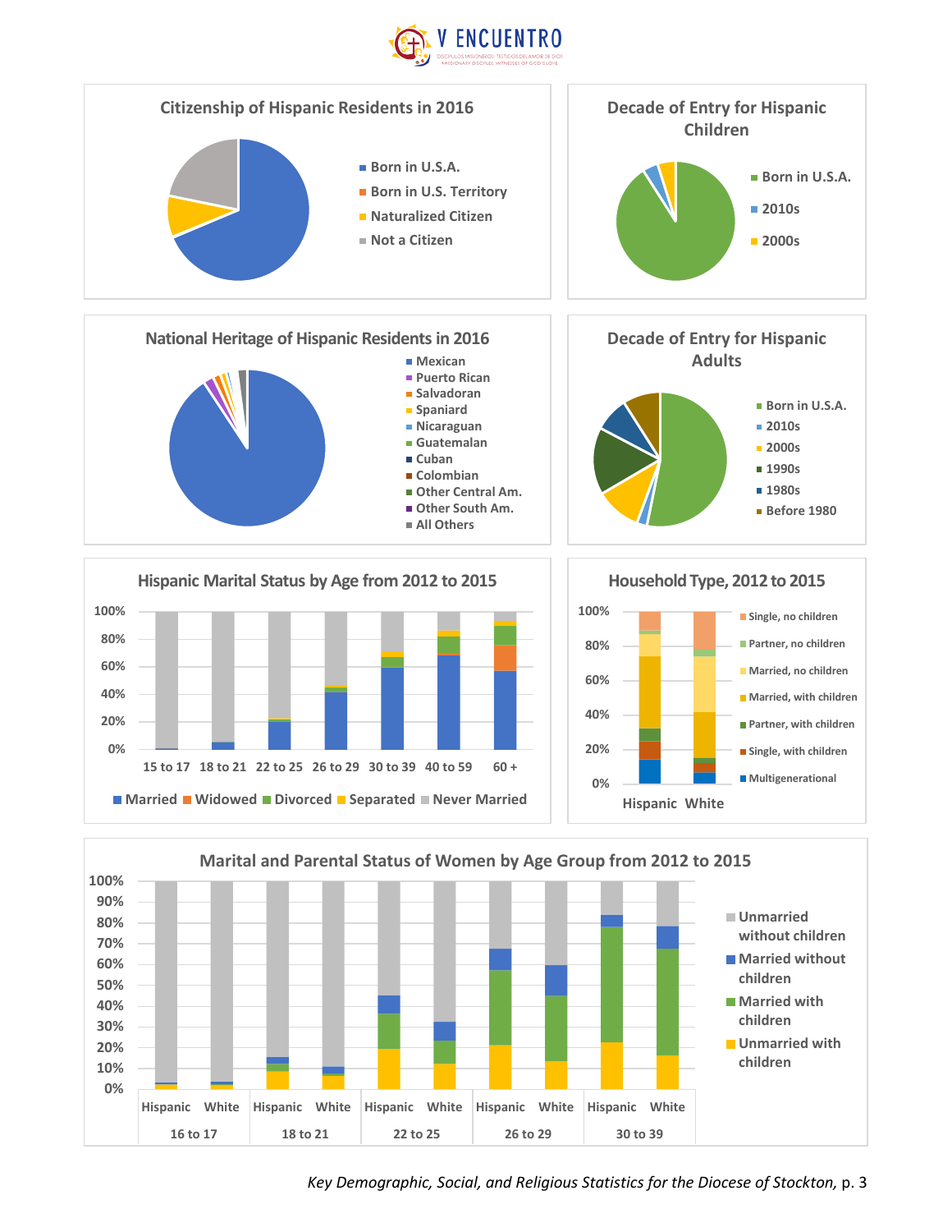V ENCUENTRO

DISCÍPULOS MISIONEROS: TESTIGOS DEL AMOR DE DIOS
MISSIONARY DISCIPLES: WITNESSES OF GOD'S LOVE

## Citizenship of Hispanic Residents in 2016

- Born in U.S.A.
- Born in U.S. Territory
- Naturalized Citizen
- Not a Citizen

## Decade of Entry for Hispanic Children

- Born in U.S.A.
- 2010s
- 2000s

## National Heritage of Hispanic Residents in 2016

- Mexican
- Puerto Rican
- Salvadoran
- Spaniard
- Nicaraguan
- Guatemalan
- Cuban
- Colombian
- Other Central Am.
- Other South Am.
- All Others

## Decade of Entry for Hispanic Adults

- Born in U.S.A.
- 2010s
- 2000s
- 1990s
- 1980s
- Before 1980

## Hispanic Marital Status by Age from 2012 to 2015

Age groups: 15 to 17, 18 to 21, 22 to 25, 26 to 29, 30 to 39, 40 to 59, 60 +

Legend: Married, Widowed, Divorced, Separated, Never Married

## Household Type, 2012 to 2015

Groups: Hispanic, White

Legend: Single, no children; Partner, no children; Married, no children; Married, with children; Partner, with children; Single, with children; Multigenerational

## Marital and Parental Status of Women by Age Group from 2012 to 2015

Age groups (Hispanic, White): 16 to 17, 18 to 21, 22 to 25, 26 to 29, 30 to 39

Legend: Unmarried without children; Married without children; Married with children; Unmarried with children

*Key Demographic, Social, and Religious Statistics for the Diocese of Stockton,* p. 3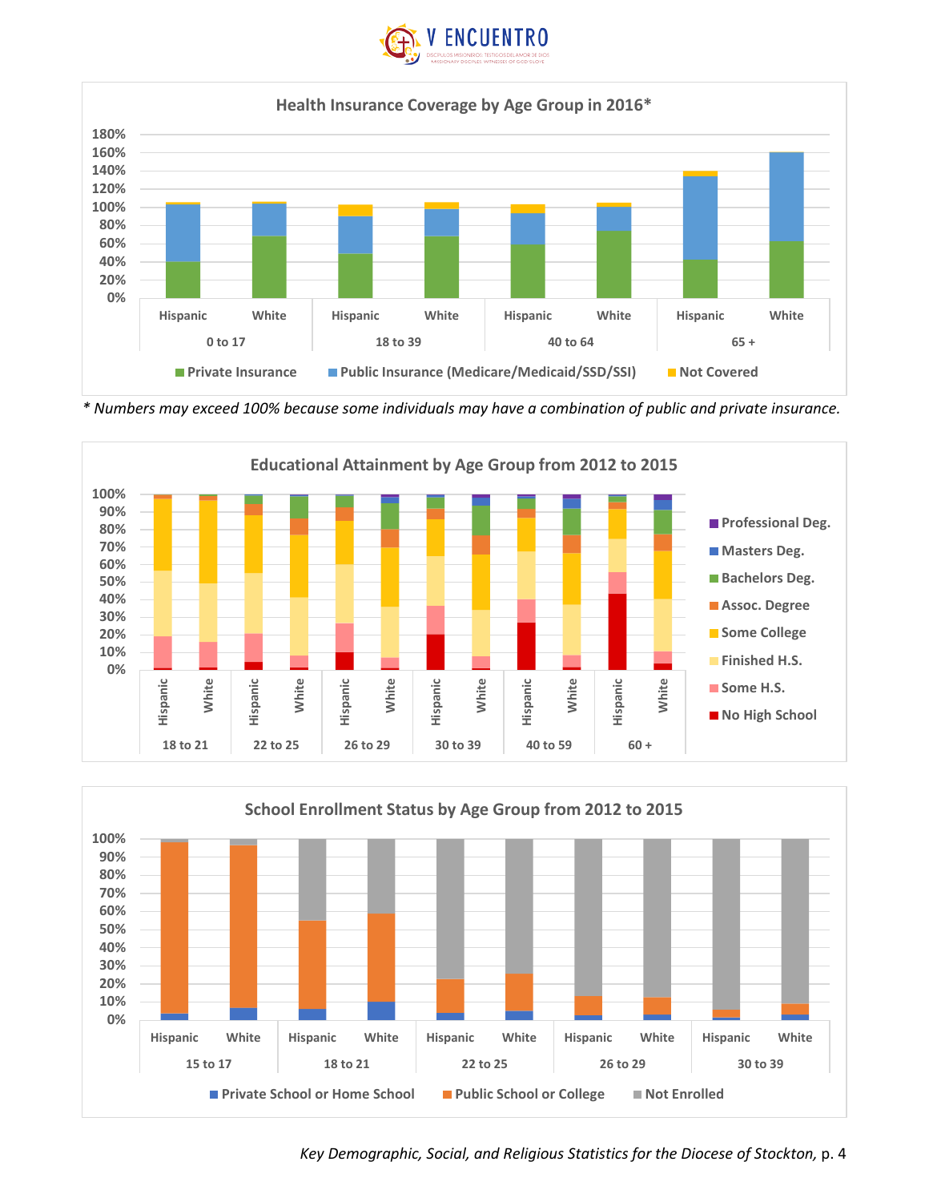Health Insurance Coverage by Age Group in 2016*

180%
160%
140%
120%
100%
80%
60%
40%
20%
0%

Hispanic White Hispanic White Hispanic White Hispanic White

0 to 17 18 to 39 40 to 64 65 +

Private Insurance Public Insurance (Medicare/Medicaid/SSD/SSI) Not Covered

*\* Numbers may exceed 100% because some individuals may have a combination of public and private insurance.*

Educational Attainment by Age Group from 2012 to 2015

100%
90%
80%
70%
60%
50%
40%
30%
20%
10%
0%

Hispanic White Hispanic White Hispanic White Hispanic White Hispanic White Hispanic White

18 to 21 22 to 25 26 to 29 30 to 39 40 to 59 60 +

Professional Deg.
Masters Deg.
Bachelors Deg.
Assoc. Degree
Some College
Finished H.S.
Some H.S.
No High School

School Enrollment Status by Age Group from 2012 to 2015

100%
90%
80%
70%
60%
50%
40%
30%
20%
10%
0%

Hispanic White Hispanic White Hispanic White Hispanic White Hispanic White

15 to 17 18 to 21 22 to 25 26 to 29 30 to 39

Private School or Home School Public School or College Not Enrolled

*Key Demographic, Social, and Religious Statistics for the Diocese of Stockton,* p. 4